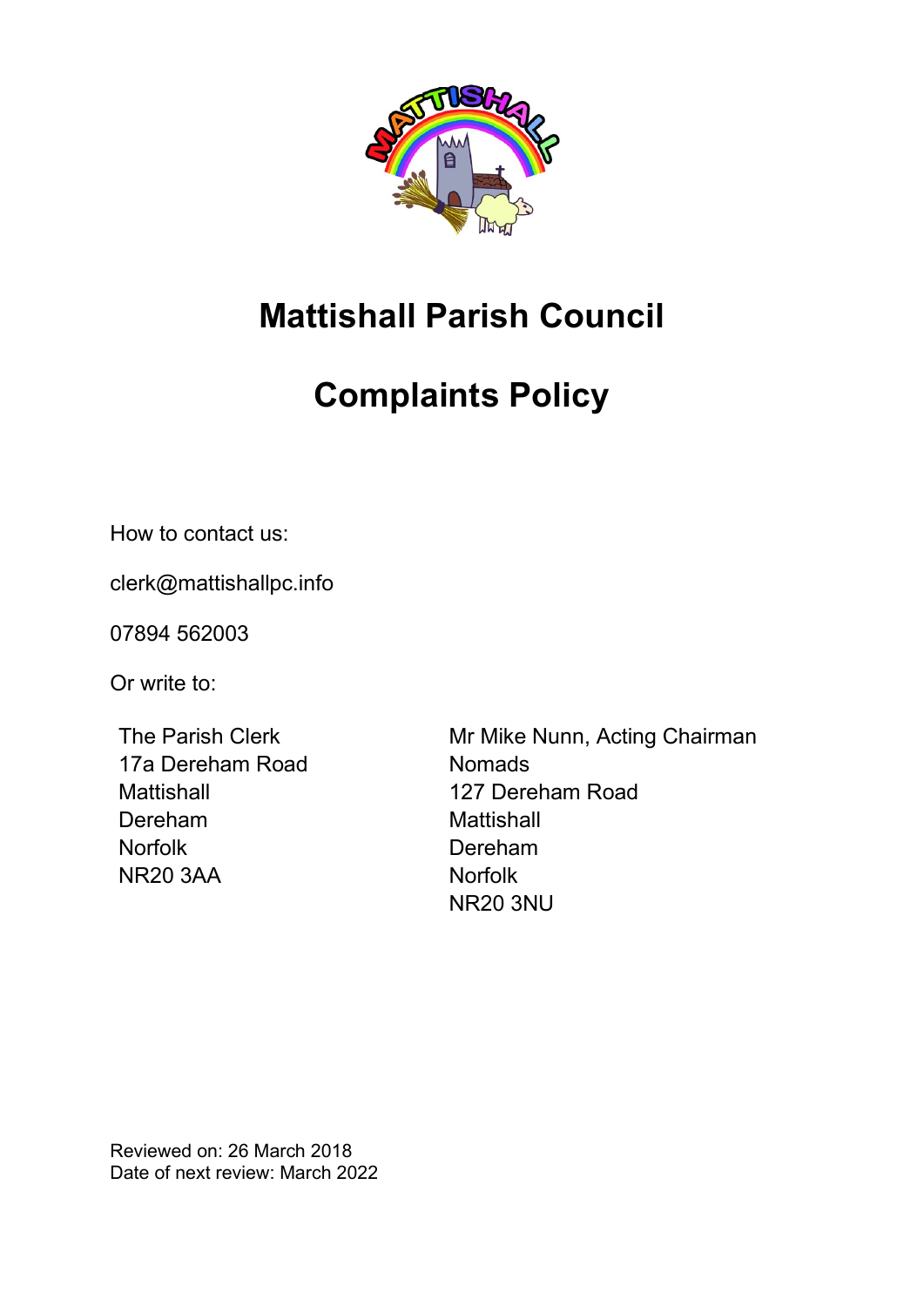# Mattishall Parish Council

# Complaints Policy

How to contact us:

clerk@mattishallpc.info

07894 562003

Or write to:

The Parish Clerk
17a Dereham Road
Mattishall
Dereham
Norfolk
NR20 3AA

Mr Mike Nunn, Acting Chairman
Nomads
127 Dereham Road
Mattishall
Dereham
Norfolk
NR20 3NU

Reviewed on: 26 March 2018
Date of next review: March 2022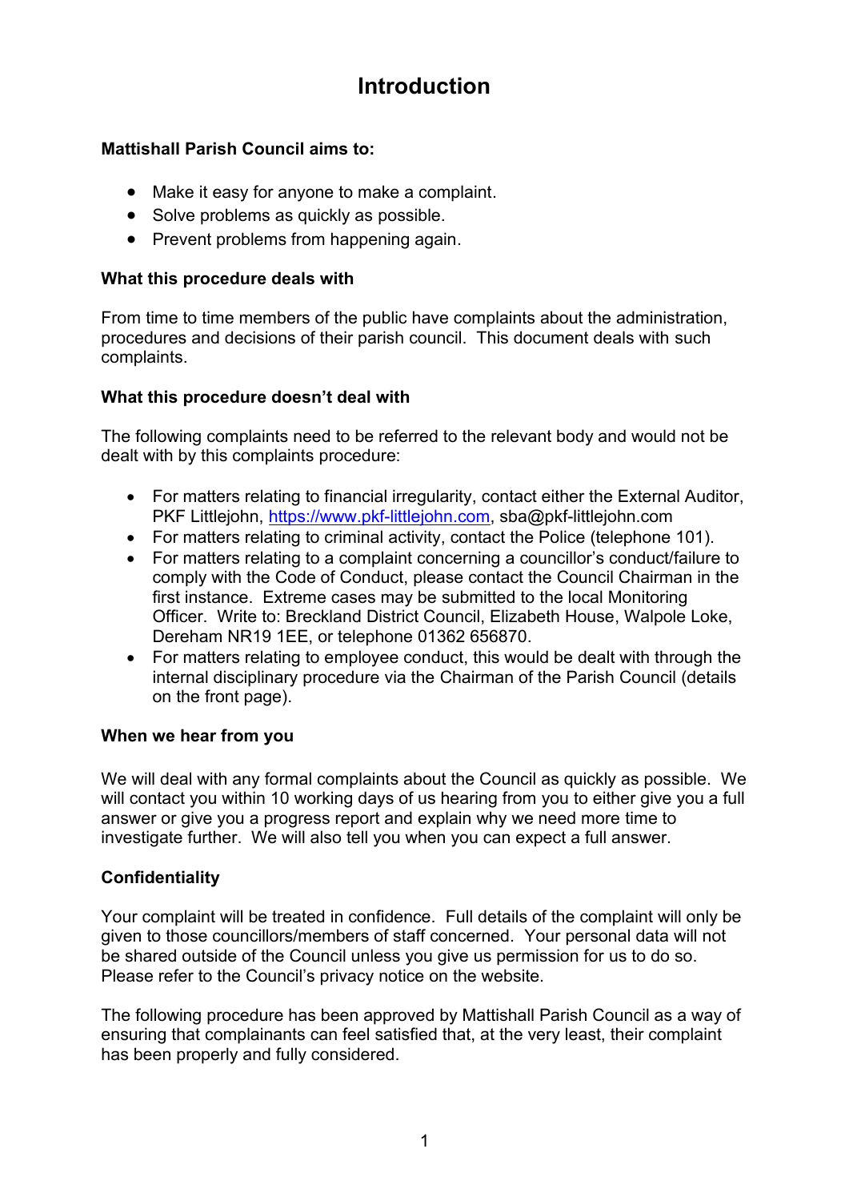# Introduction

**Mattishall Parish Council aims to:**

- Make it easy for anyone to make a complaint.
- Solve problems as quickly as possible.
- Prevent problems from happening again.

**What this procedure deals with**

From time to time members of the public have complaints about the administration, procedures and decisions of their parish council. This document deals with such complaints.

**What this procedure doesn't deal with**

The following complaints need to be referred to the relevant body and would not be dealt with by this complaints procedure:

- For matters relating to financial irregularity, contact either the External Auditor, PKF Littlejohn, [https://www.pkf-littlejohn.com](https://www.pkf-littlejohn.com), sba@pkf-littlejohn.com
- For matters relating to criminal activity, contact the Police (telephone 101).
- For matters relating to a complaint concerning a councillor's conduct/failure to comply with the Code of Conduct, please contact the Council Chairman in the first instance. Extreme cases may be submitted to the local Monitoring Officer. Write to: Breckland District Council, Elizabeth House, Walpole Loke, Dereham NR19 1EE, or telephone 01362 656870.
- For matters relating to employee conduct, this would be dealt with through the internal disciplinary procedure via the Chairman of the Parish Council (details on the front page).

**When we hear from you**

We will deal with any formal complaints about the Council as quickly as possible. We will contact you within 10 working days of us hearing from you to either give you a full answer or give you a progress report and explain why we need more time to investigate further. We will also tell you when you can expect a full answer.

**Confidentiality**

Your complaint will be treated in confidence. Full details of the complaint will only be given to those councillors/members of staff concerned. Your personal data will not be shared outside of the Council unless you give us permission for us to do so. Please refer to the Council's privacy notice on the website.

The following procedure has been approved by Mattishall Parish Council as a way of ensuring that complainants can feel satisfied that, at the very least, their complaint has been properly and fully considered.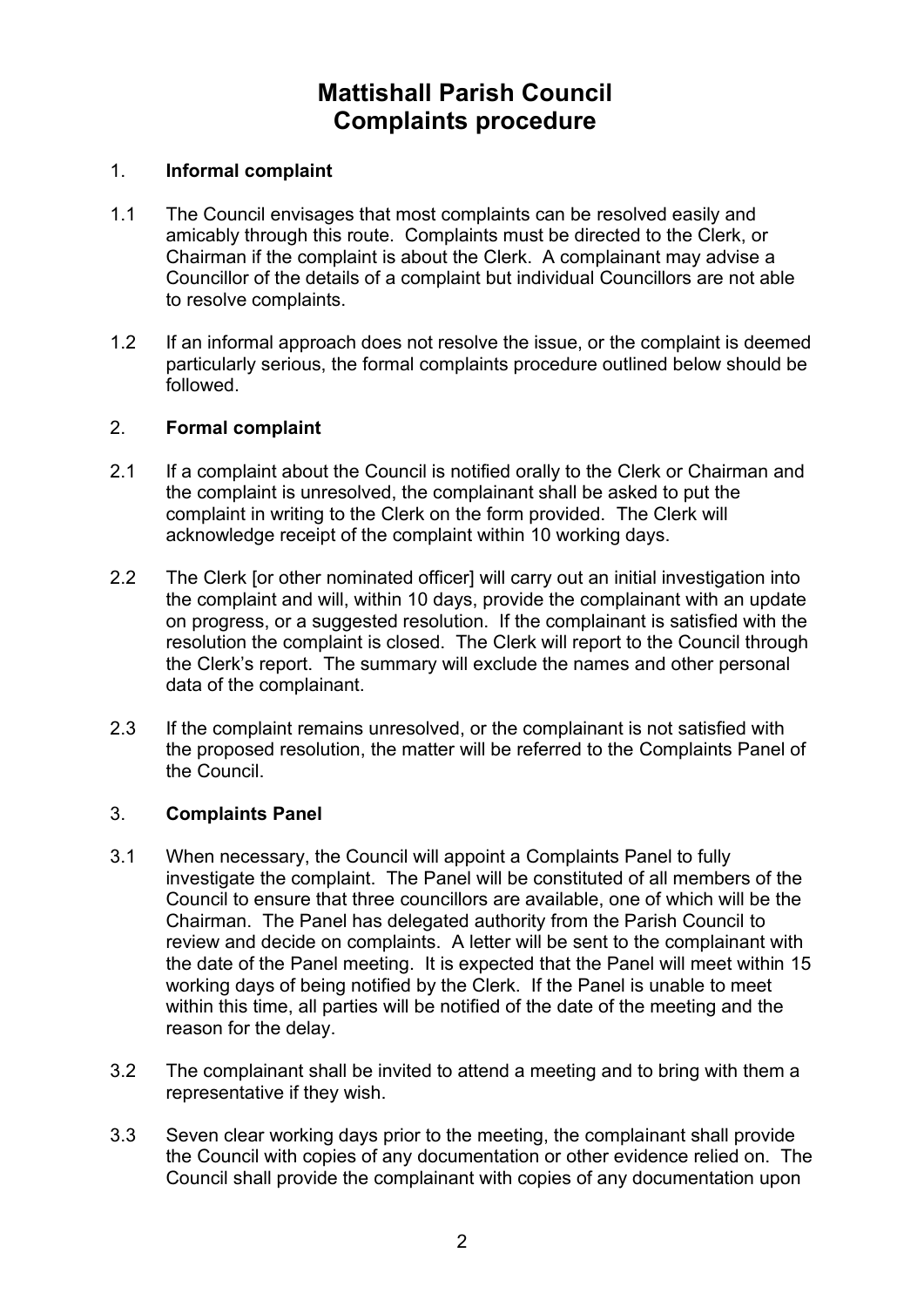# Mattishall Parish Council
# Complaints procedure

## 1. Informal complaint

1.1 The Council envisages that most complaints can be resolved easily and amicably through this route. Complaints must be directed to the Clerk, or Chairman if the complaint is about the Clerk. A complainant may advise a Councillor of the details of a complaint but individual Councillors are not able to resolve complaints.

1.2 If an informal approach does not resolve the issue, or the complaint is deemed particularly serious, the formal complaints procedure outlined below should be followed.

## 2. Formal complaint

2.1 If a complaint about the Council is notified orally to the Clerk or Chairman and the complaint is unresolved, the complainant shall be asked to put the complaint in writing to the Clerk on the form provided. The Clerk will acknowledge receipt of the complaint within 10 working days.

2.2 The Clerk [or other nominated officer] will carry out an initial investigation into the complaint and will, within 10 days, provide the complainant with an update on progress, or a suggested resolution. If the complainant is satisfied with the resolution the complaint is closed. The Clerk will report to the Council through the Clerk's report. The summary will exclude the names and other personal data of the complainant.

2.3 If the complaint remains unresolved, or the complainant is not satisfied with the proposed resolution, the matter will be referred to the Complaints Panel of the Council.

## 3. Complaints Panel

3.1 When necessary, the Council will appoint a Complaints Panel to fully investigate the complaint. The Panel will be constituted of all members of the Council to ensure that three councillors are available, one of which will be the Chairman. The Panel has delegated authority from the Parish Council to review and decide on complaints. A letter will be sent to the complainant with the date of the Panel meeting. It is expected that the Panel will meet within 15 working days of being notified by the Clerk. If the Panel is unable to meet within this time, all parties will be notified of the date of the meeting and the reason for the delay.

3.2 The complainant shall be invited to attend a meeting and to bring with them a representative if they wish.

3.3 Seven clear working days prior to the meeting, the complainant shall provide the Council with copies of any documentation or other evidence relied on. The Council shall provide the complainant with copies of any documentation upon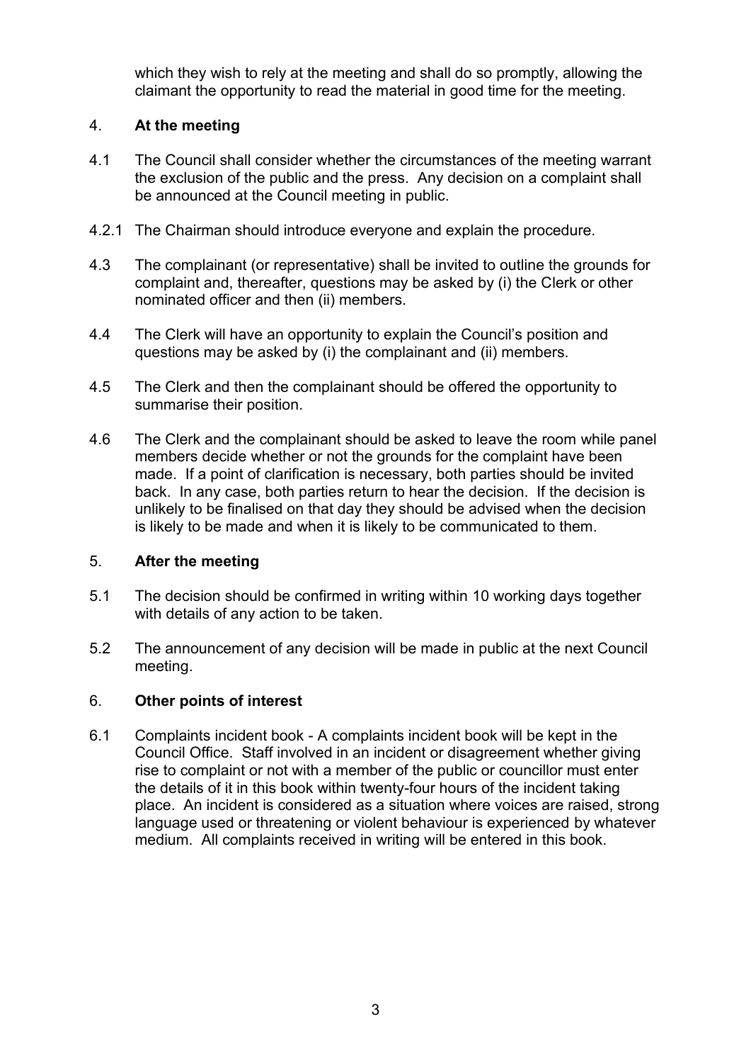which they wish to rely at the meeting and shall do so promptly, allowing the claimant the opportunity to read the material in good time for the meeting.

## 4. At the meeting

4.1 The Council shall consider whether the circumstances of the meeting warrant the exclusion of the public and the press. Any decision on a complaint shall be announced at the Council meeting in public.

4.2.1 The Chairman should introduce everyone and explain the procedure.

4.3 The complainant (or representative) shall be invited to outline the grounds for complaint and, thereafter, questions may be asked by (i) the Clerk or other nominated officer and then (ii) members.

4.4 The Clerk will have an opportunity to explain the Council's position and questions may be asked by (i) the complainant and (ii) members.

4.5 The Clerk and then the complainant should be offered the opportunity to summarise their position.

4.6 The Clerk and the complainant should be asked to leave the room while panel members decide whether or not the grounds for the complaint have been made. If a point of clarification is necessary, both parties should be invited back. In any case, both parties return to hear the decision. If the decision is unlikely to be finalised on that day they should be advised when the decision is likely to be made and when it is likely to be communicated to them.

## 5. After the meeting

5.1 The decision should be confirmed in writing within 10 working days together with details of any action to be taken.

5.2 The announcement of any decision will be made in public at the next Council meeting.

## 6. Other points of interest

6.1 Complaints incident book - A complaints incident book will be kept in the Council Office. Staff involved in an incident or disagreement whether giving rise to complaint or not with a member of the public or councillor must enter the details of it in this book within twenty-four hours of the incident taking place. An incident is considered as a situation where voices are raised, strong language used or threatening or violent behaviour is experienced by whatever medium. All complaints received in writing will be entered in this book.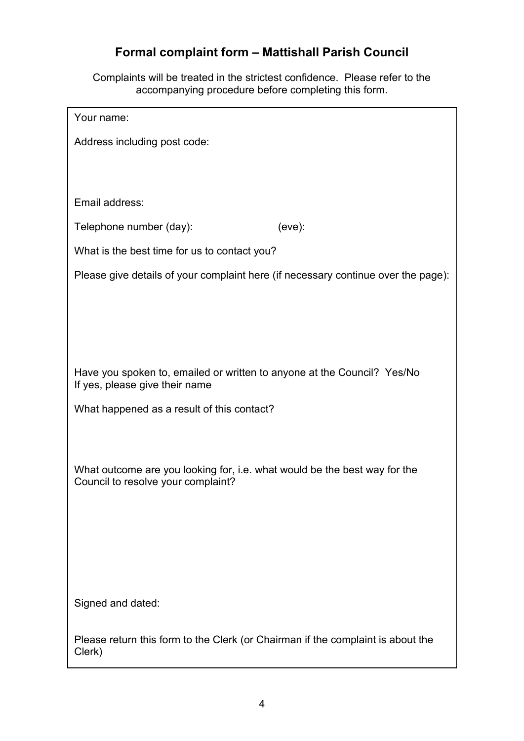## Formal complaint form – Mattishall Parish Council

Complaints will be treated in the strictest confidence. Please refer to the accompanying procedure before completing this form.

Your name:

Address including post code:

Email address:

Telephone number (day): (eve):

What is the best time for us to contact you?

Please give details of your complaint here (if necessary continue over the page):

Have you spoken to, emailed or written to anyone at the Council? Yes/No
If yes, please give their name

What happened as a result of this contact?

What outcome are you looking for, i.e. what would be the best way for the Council to resolve your complaint?

Signed and dated:

Please return this form to the Clerk (or Chairman if the complaint is about the Clerk)